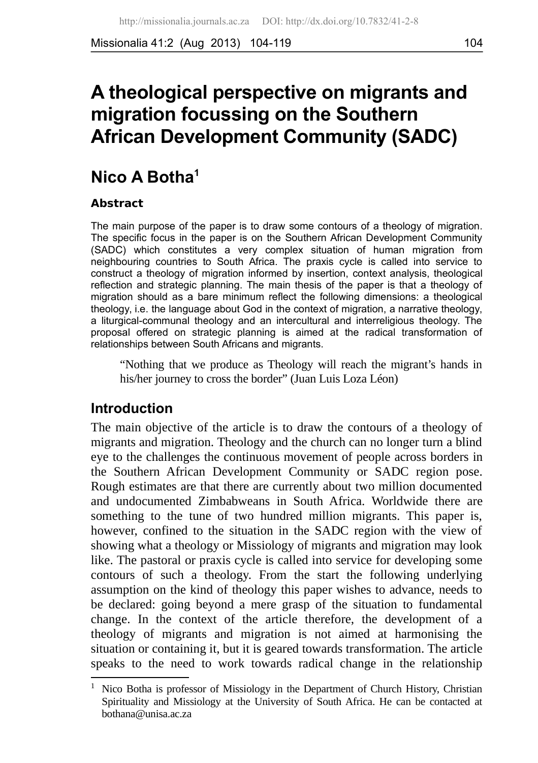# A theological perspective on migrants and migration focussing on the Southern African Development Community (SADC)

## Nico A Botha[1]

### Abstract

The main purpose of the paper is to draw some contours of a theology of migration. The specific focus in the paper is on the Southern African Development Community (SADC) which constitutes a very complex situation of human migration from neighbouring countries to South Africa. The praxis cycle is called into service to construct a theology of migration informed by insertion, context analysis, theological reflection and strategic planning. The main thesis of the paper is that a theology of migration should as a bare minimum reflect the following dimensions: a theological theology, i.e. the language about God in the context of migration, a narrative theology, a liturgical-communal theology and an intercultural and interreligious theology. The proposal offered on strategic planning is aimed at the radical transformation of relationships between South Africans and migrants.

> "Nothing that we produce as Theology will reach the migrant's hands in his/her journey to cross the border" (Juan Luis Loza Léon)

## Introduction

The main objective of the article is to draw the contours of a theology of migrants and migration. Theology and the church can no longer turn a blind eye to the challenges the continuous movement of people across borders in the Southern African Development Community or SADC region pose. Rough estimates are that there are currently about two million documented and undocumented Zimbabweans in South Africa. Worldwide there are something to the tune of two hundred million migrants. This paper is, however, confined to the situation in the SADC region with the view of showing what a theology or Missiology of migrants and migration may look like. The pastoral or praxis cycle is called into service for developing some contours of such a theology. From the start the following underlying assumption on the kind of theology this paper wishes to advance, needs to be declared: going beyond a mere grasp of the situation to fundamental change. In the context of the article therefore, the development of a theology of migrants and migration is not aimed at harmonising the situation or containing it, but it is geared towards transformation. The article speaks to the need to work towards radical change in the relationship

[1] Nico Botha is professor of Missiology in the Department of Church History, Christian Spirituality and Missiology at the University of South Africa. He can be contacted at bothana@unisa.ac.za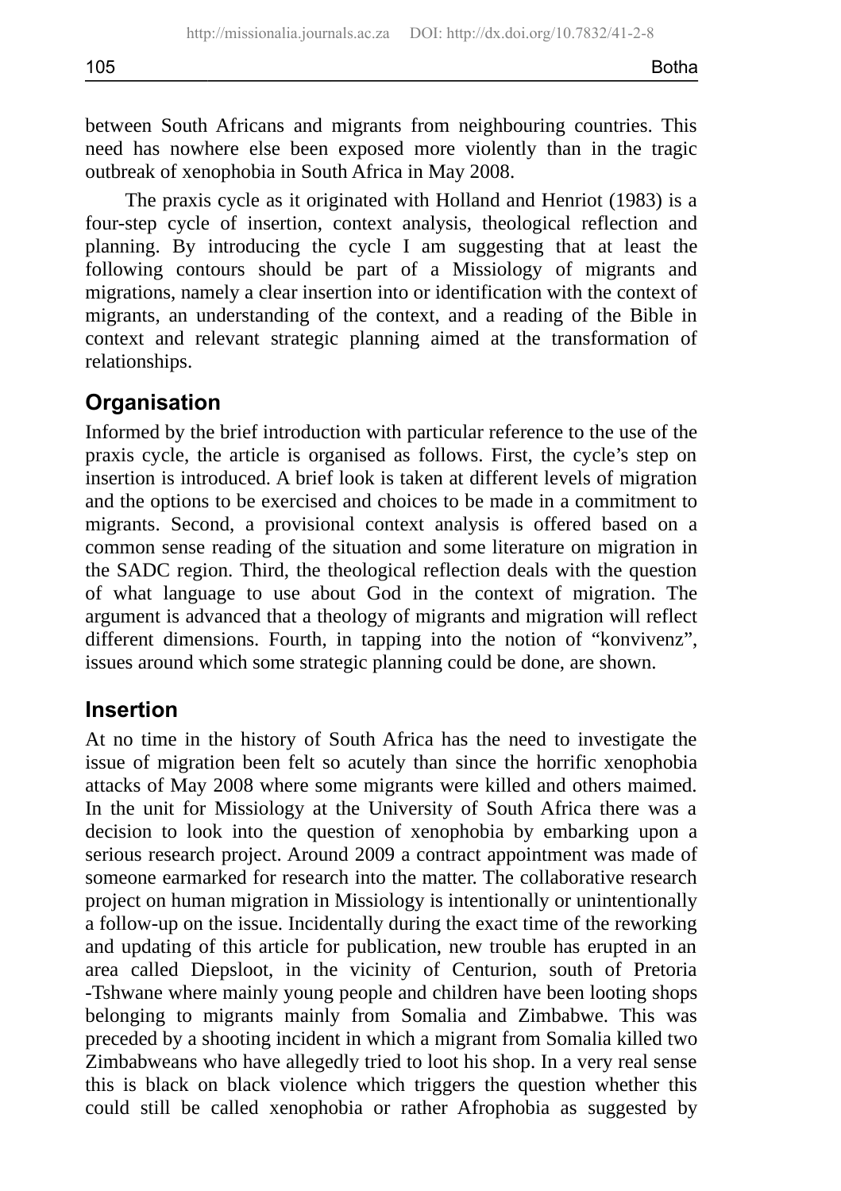between South Africans and migrants from neighbouring countries. This need has nowhere else been exposed more violently than in the tragic outbreak of xenophobia in South Africa in May 2008.

The praxis cycle as it originated with Holland and Henriot (1983) is a four-step cycle of insertion, context analysis, theological reflection and planning. By introducing the cycle I am suggesting that at least the following contours should be part of a Missiology of migrants and migrations, namely a clear insertion into or identification with the context of migrants, an understanding of the context, and a reading of the Bible in context and relevant strategic planning aimed at the transformation of relationships.

## Organisation

Informed by the brief introduction with particular reference to the use of the praxis cycle, the article is organised as follows. First, the cycle's step on insertion is introduced. A brief look is taken at different levels of migration and the options to be exercised and choices to be made in a commitment to migrants. Second, a provisional context analysis is offered based on a common sense reading of the situation and some literature on migration in the SADC region. Third, the theological reflection deals with the question of what language to use about God in the context of migration. The argument is advanced that a theology of migrants and migration will reflect different dimensions. Fourth, in tapping into the notion of "konvivenz", issues around which some strategic planning could be done, are shown.

## Insertion

At no time in the history of South Africa has the need to investigate the issue of migration been felt so acutely than since the horrific xenophobia attacks of May 2008 where some migrants were killed and others maimed. In the unit for Missiology at the University of South Africa there was a decision to look into the question of xenophobia by embarking upon a serious research project. Around 2009 a contract appointment was made of someone earmarked for research into the matter. The collaborative research project on human migration in Missiology is intentionally or unintentionally a follow-up on the issue. Incidentally during the exact time of the reworking and updating of this article for publication, new trouble has erupted in an area called Diepsloot, in the vicinity of Centurion, south of Pretoria -Tshwane where mainly young people and children have been looting shops belonging to migrants mainly from Somalia and Zimbabwe. This was preceded by a shooting incident in which a migrant from Somalia killed two Zimbabweans who have allegedly tried to loot his shop. In a very real sense this is black on black violence which triggers the question whether this could still be called xenophobia or rather Afrophobia as suggested by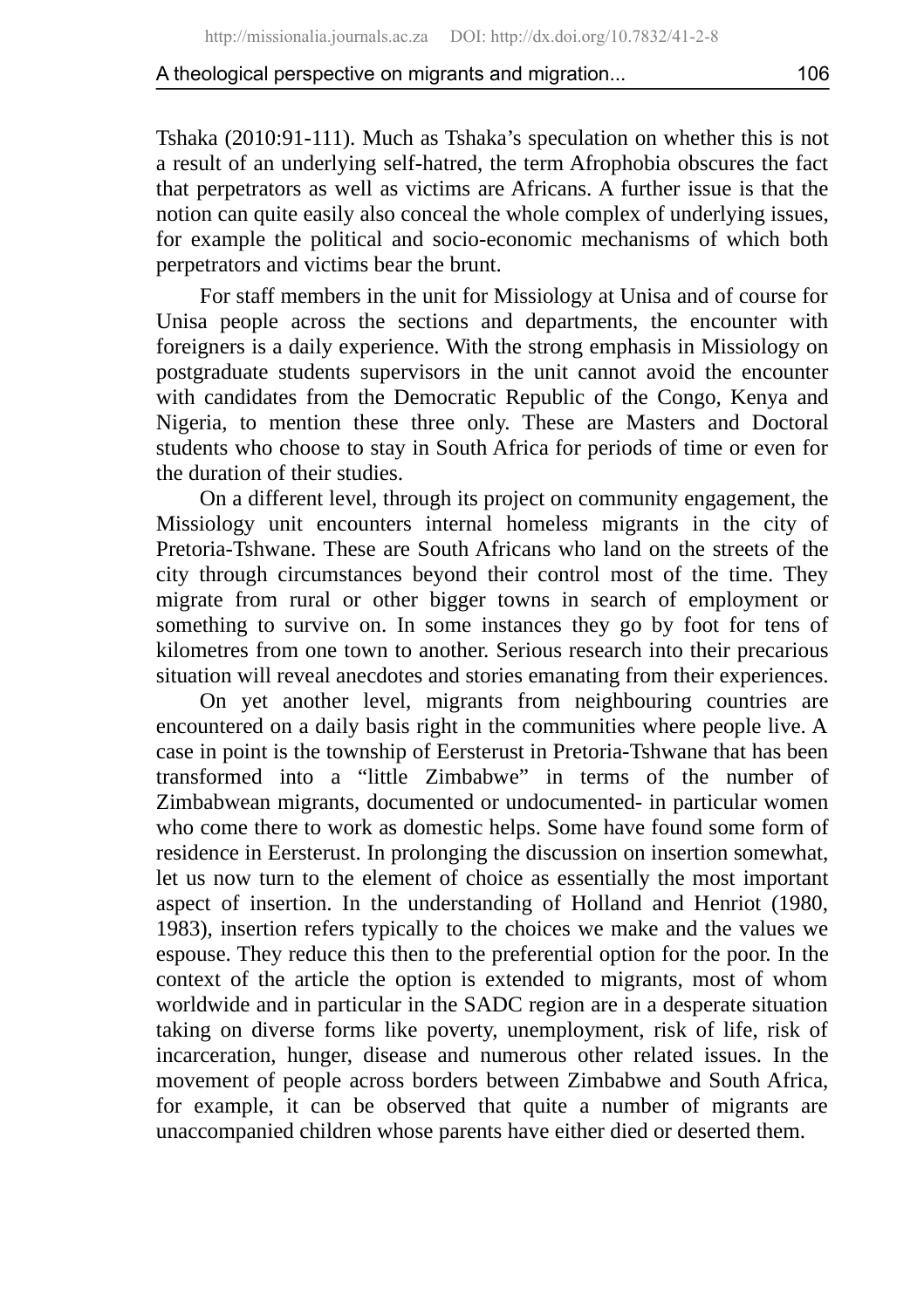Tshaka (2010:91-111). Much as Tshaka's speculation on whether this is not a result of an underlying self-hatred, the term Afrophobia obscures the fact that perpetrators as well as victims are Africans. A further issue is that the notion can quite easily also conceal the whole complex of underlying issues, for example the political and socio-economic mechanisms of which both perpetrators and victims bear the brunt.

For staff members in the unit for Missiology at Unisa and of course for Unisa people across the sections and departments, the encounter with foreigners is a daily experience. With the strong emphasis in Missiology on postgraduate students supervisors in the unit cannot avoid the encounter with candidates from the Democratic Republic of the Congo, Kenya and Nigeria, to mention these three only. These are Masters and Doctoral students who choose to stay in South Africa for periods of time or even for the duration of their studies.

On a different level, through its project on community engagement, the Missiology unit encounters internal homeless migrants in the city of Pretoria-Tshwane. These are South Africans who land on the streets of the city through circumstances beyond their control most of the time. They migrate from rural or other bigger towns in search of employment or something to survive on. In some instances they go by foot for tens of kilometres from one town to another. Serious research into their precarious situation will reveal anecdotes and stories emanating from their experiences.

On yet another level, migrants from neighbouring countries are encountered on a daily basis right in the communities where people live. A case in point is the township of Eersterust in Pretoria-Tshwane that has been transformed into a "little Zimbabwe" in terms of the number of Zimbabwean migrants, documented or undocumented- in particular women who come there to work as domestic helps. Some have found some form of residence in Eersterust. In prolonging the discussion on insertion somewhat, let us now turn to the element of choice as essentially the most important aspect of insertion. In the understanding of Holland and Henriot (1980, 1983), insertion refers typically to the choices we make and the values we espouse. They reduce this then to the preferential option for the poor. In the context of the article the option is extended to migrants, most of whom worldwide and in particular in the SADC region are in a desperate situation taking on diverse forms like poverty, unemployment, risk of life, risk of incarceration, hunger, disease and numerous other related issues. In the movement of people across borders between Zimbabwe and South Africa, for example, it can be observed that quite a number of migrants are unaccompanied children whose parents have either died or deserted them.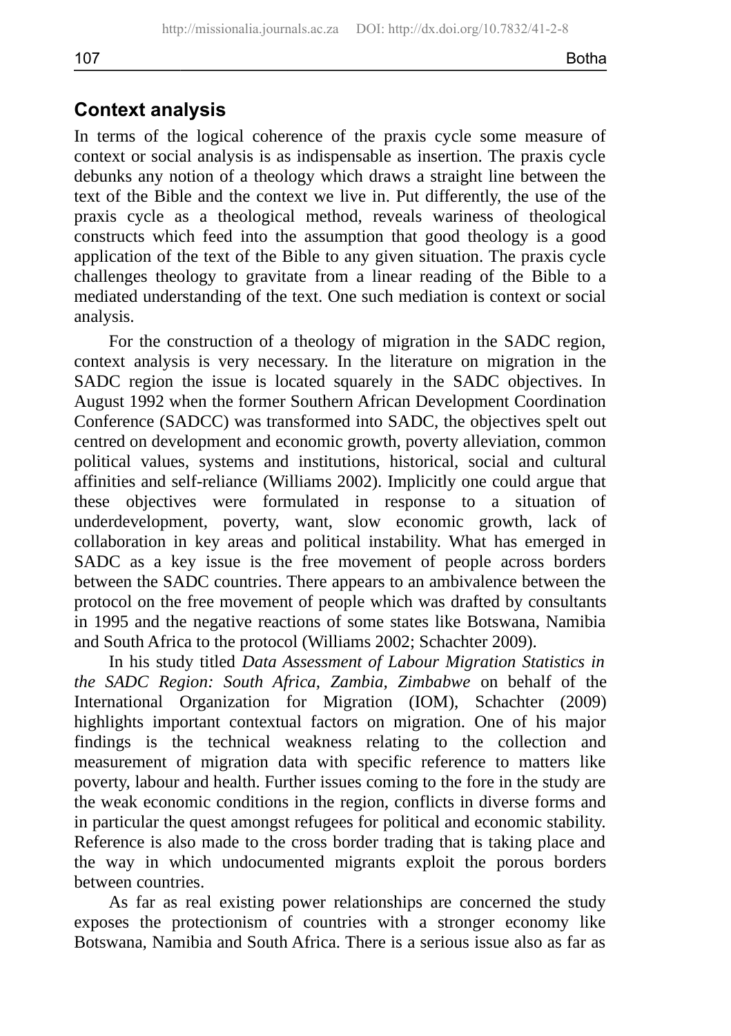## Context analysis

In terms of the logical coherence of the praxis cycle some measure of context or social analysis is as indispensable as insertion. The praxis cycle debunks any notion of a theology which draws a straight line between the text of the Bible and the context we live in. Put differently, the use of the praxis cycle as a theological method, reveals wariness of theological constructs which feed into the assumption that good theology is a good application of the text of the Bible to any given situation. The praxis cycle challenges theology to gravitate from a linear reading of the Bible to a mediated understanding of the text. One such mediation is context or social analysis.

For the construction of a theology of migration in the SADC region, context analysis is very necessary. In the literature on migration in the SADC region the issue is located squarely in the SADC objectives. In August 1992 when the former Southern African Development Coordination Conference (SADCC) was transformed into SADC, the objectives spelt out centred on development and economic growth, poverty alleviation, common political values, systems and institutions, historical, social and cultural affinities and self-reliance (Williams 2002). Implicitly one could argue that these objectives were formulated in response to a situation of underdevelopment, poverty, want, slow economic growth, lack of collaboration in key areas and political instability. What has emerged in SADC as a key issue is the free movement of people across borders between the SADC countries. There appears to an ambivalence between the protocol on the free movement of people which was drafted by consultants in 1995 and the negative reactions of some states like Botswana, Namibia and South Africa to the protocol (Williams 2002; Schachter 2009).

In his study titled *Data Assessment of Labour Migration Statistics in the SADC Region: South Africa, Zambia, Zimbabwe* on behalf of the International Organization for Migration (IOM), Schachter (2009) highlights important contextual factors on migration. One of his major findings is the technical weakness relating to the collection and measurement of migration data with specific reference to matters like poverty, labour and health. Further issues coming to the fore in the study are the weak economic conditions in the region, conflicts in diverse forms and in particular the quest amongst refugees for political and economic stability. Reference is also made to the cross border trading that is taking place and the way in which undocumented migrants exploit the porous borders between countries.

As far as real existing power relationships are concerned the study exposes the protectionism of countries with a stronger economy like Botswana, Namibia and South Africa. There is a serious issue also as far as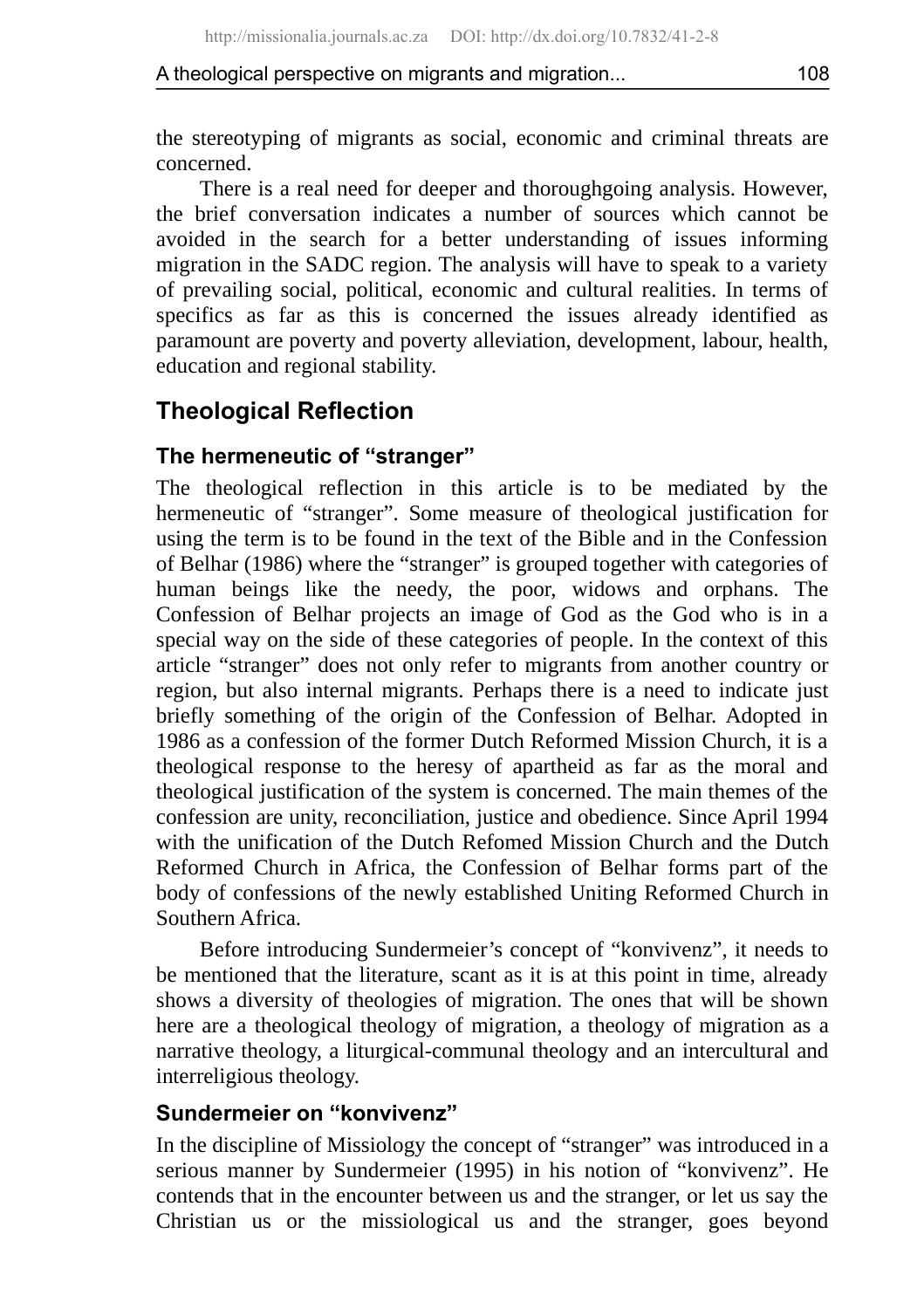the stereotyping of migrants as social, economic and criminal threats are concerned.

There is a real need for deeper and thoroughgoing analysis. However, the brief conversation indicates a number of sources which cannot be avoided in the search for a better understanding of issues informing migration in the SADC region. The analysis will have to speak to a variety of prevailing social, political, economic and cultural realities. In terms of specifics as far as this is concerned the issues already identified as paramount are poverty and poverty alleviation, development, labour, health, education and regional stability.

## Theological Reflection

### The hermeneutic of "stranger"

The theological reflection in this article is to be mediated by the hermeneutic of "stranger". Some measure of theological justification for using the term is to be found in the text of the Bible and in the Confession of Belhar (1986) where the "stranger" is grouped together with categories of human beings like the needy, the poor, widows and orphans. The Confession of Belhar projects an image of God as the God who is in a special way on the side of these categories of people. In the context of this article "stranger" does not only refer to migrants from another country or region, but also internal migrants. Perhaps there is a need to indicate just briefly something of the origin of the Confession of Belhar. Adopted in 1986 as a confession of the former Dutch Reformed Mission Church, it is a theological response to the heresy of apartheid as far as the moral and theological justification of the system is concerned. The main themes of the confession are unity, reconciliation, justice and obedience. Since April 1994 with the unification of the Dutch Refomed Mission Church and the Dutch Reformed Church in Africa, the Confession of Belhar forms part of the body of confessions of the newly established Uniting Reformed Church in Southern Africa.

Before introducing Sundermeier's concept of "konvivenz", it needs to be mentioned that the literature, scant as it is at this point in time, already shows a diversity of theologies of migration. The ones that will be shown here are a theological theology of migration, a theology of migration as a narrative theology, a liturgical-communal theology and an intercultural and interreligious theology.

### Sundermeier on "konvivenz"

In the discipline of Missiology the concept of "stranger" was introduced in a serious manner by Sundermeier (1995) in his notion of "konvivenz". He contends that in the encounter between us and the stranger, or let us say the Christian us or the missiological us and the stranger, goes beyond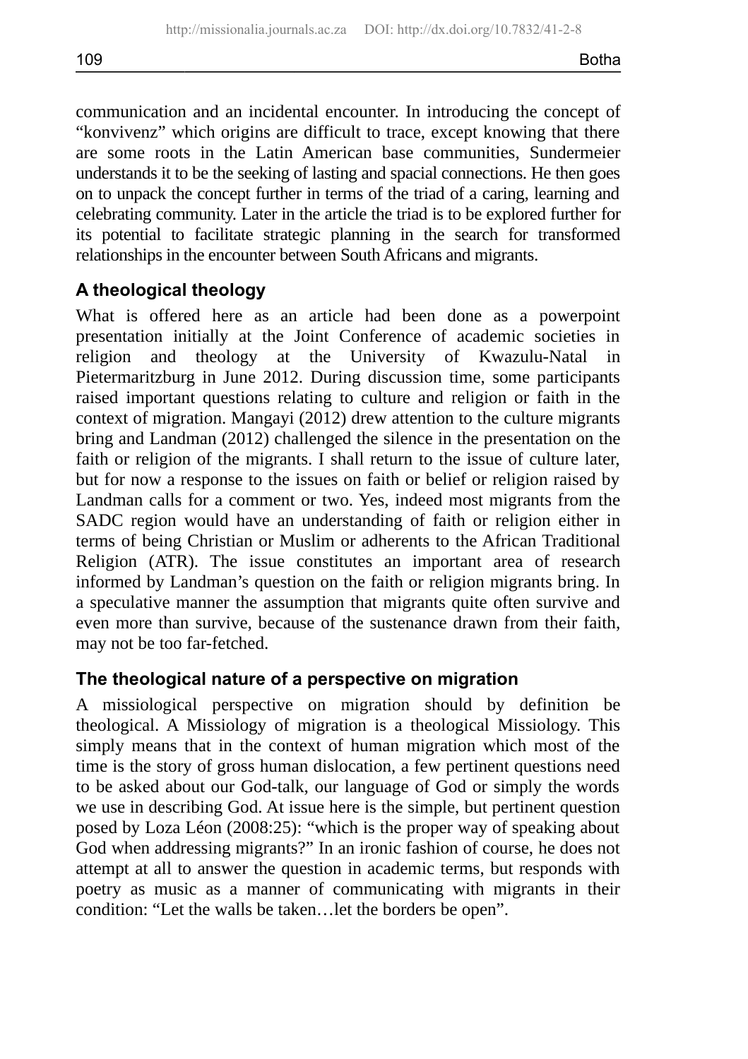communication and an incidental encounter. In introducing the concept of "konvivenz" which origins are difficult to trace, except knowing that there are some roots in the Latin American base communities, Sundermeier understands it to be the seeking of lasting and spacial connections. He then goes on to unpack the concept further in terms of the triad of a caring, learning and celebrating community. Later in the article the triad is to be explored further for its potential to facilitate strategic planning in the search for transformed relationships in the encounter between South Africans and migrants.

### A theological theology

What is offered here as an article had been done as a powerpoint presentation initially at the Joint Conference of academic societies in religion and theology at the University of Kwazulu-Natal in Pietermaritzburg in June 2012. During discussion time, some participants raised important questions relating to culture and religion or faith in the context of migration. Mangayi (2012) drew attention to the culture migrants bring and Landman (2012) challenged the silence in the presentation on the faith or religion of the migrants. I shall return to the issue of culture later, but for now a response to the issues on faith or belief or religion raised by Landman calls for a comment or two. Yes, indeed most migrants from the SADC region would have an understanding of faith or religion either in terms of being Christian or Muslim or adherents to the African Traditional Religion (ATR). The issue constitutes an important area of research informed by Landman's question on the faith or religion migrants bring. In a speculative manner the assumption that migrants quite often survive and even more than survive, because of the sustenance drawn from their faith, may not be too far-fetched.

### The theological nature of a perspective on migration

A missiological perspective on migration should by definition be theological. A Missiology of migration is a theological Missiology. This simply means that in the context of human migration which most of the time is the story of gross human dislocation, a few pertinent questions need to be asked about our God-talk, our language of God or simply the words we use in describing God. At issue here is the simple, but pertinent question posed by Loza Léon (2008:25): "which is the proper way of speaking about God when addressing migrants?" In an ironic fashion of course, he does not attempt at all to answer the question in academic terms, but responds with poetry as music as a manner of communicating with migrants in their condition: "Let the walls be taken…let the borders be open".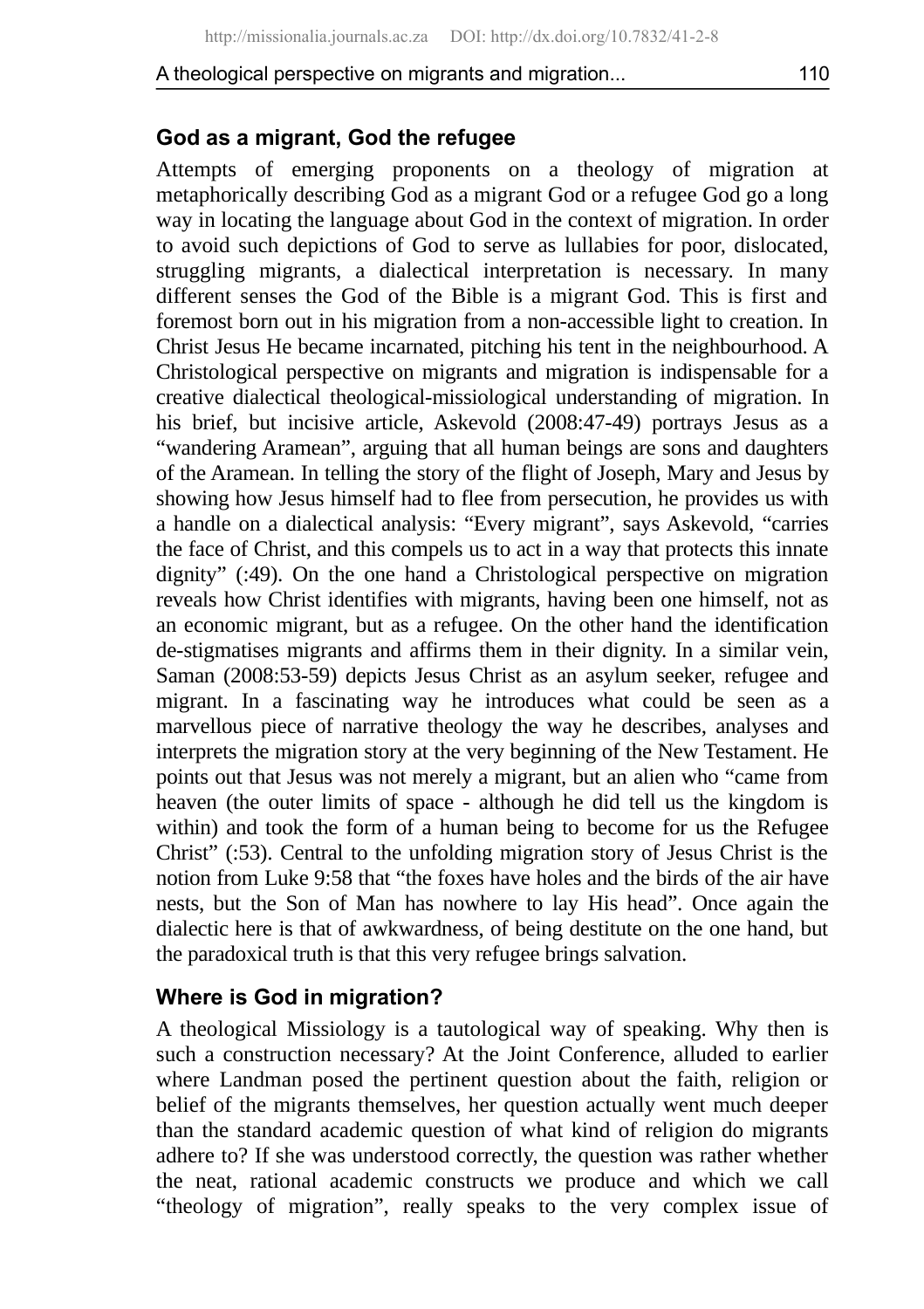## God as a migrant, God the refugee

Attempts of emerging proponents on a theology of migration at metaphorically describing God as a migrant God or a refugee God go a long way in locating the language about God in the context of migration. In order to avoid such depictions of God to serve as lullabies for poor, dislocated, struggling migrants, a dialectical interpretation is necessary. In many different senses the God of the Bible is a migrant God. This is first and foremost born out in his migration from a non-accessible light to creation. In Christ Jesus He became incarnated, pitching his tent in the neighbourhood. A Christological perspective on migrants and migration is indispensable for a creative dialectical theological-missiological understanding of migration. In his brief, but incisive article, Askevold (2008:47-49) portrays Jesus as a "wandering Aramean", arguing that all human beings are sons and daughters of the Aramean. In telling the story of the flight of Joseph, Mary and Jesus by showing how Jesus himself had to flee from persecution, he provides us with a handle on a dialectical analysis: "Every migrant", says Askevold, "carries the face of Christ, and this compels us to act in a way that protects this innate dignity" (:49). On the one hand a Christological perspective on migration reveals how Christ identifies with migrants, having been one himself, not as an economic migrant, but as a refugee. On the other hand the identification de-stigmatises migrants and affirms them in their dignity. In a similar vein, Saman (2008:53-59) depicts Jesus Christ as an asylum seeker, refugee and migrant. In a fascinating way he introduces what could be seen as a marvellous piece of narrative theology the way he describes, analyses and interprets the migration story at the very beginning of the New Testament. He points out that Jesus was not merely a migrant, but an alien who "came from heaven (the outer limits of space - although he did tell us the kingdom is within) and took the form of a human being to become for us the Refugee Christ" (:53). Central to the unfolding migration story of Jesus Christ is the notion from Luke 9:58 that "the foxes have holes and the birds of the air have nests, but the Son of Man has nowhere to lay His head". Once again the dialectic here is that of awkwardness, of being destitute on the one hand, but the paradoxical truth is that this very refugee brings salvation.

## Where is God in migration?

A theological Missiology is a tautological way of speaking. Why then is such a construction necessary? At the Joint Conference, alluded to earlier where Landman posed the pertinent question about the faith, religion or belief of the migrants themselves, her question actually went much deeper than the standard academic question of what kind of religion do migrants adhere to? If she was understood correctly, the question was rather whether the neat, rational academic constructs we produce and which we call "theology of migration", really speaks to the very complex issue of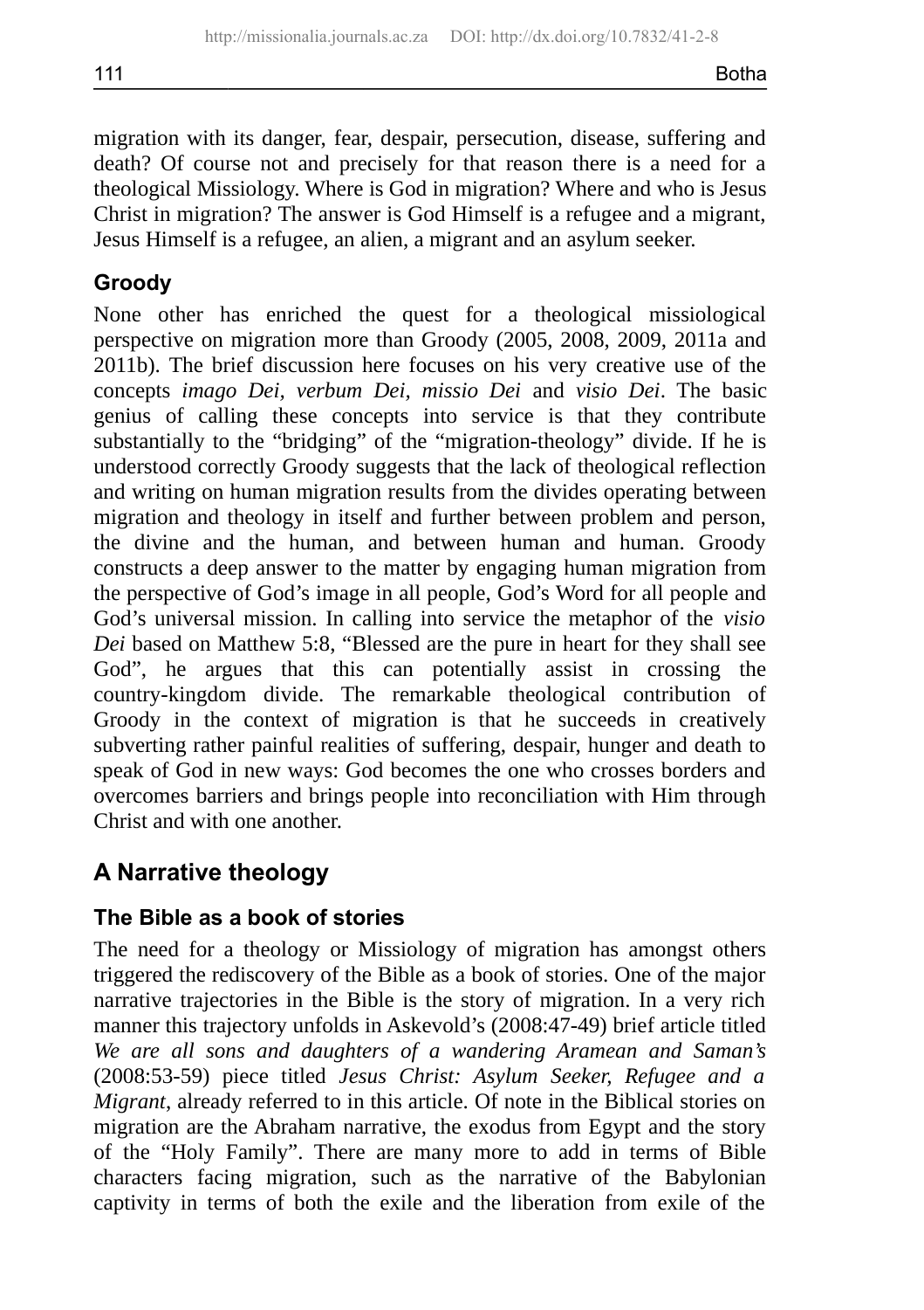migration with its danger, fear, despair, persecution, disease, suffering and death? Of course not and precisely for that reason there is a need for a theological Missiology. Where is God in migration? Where and who is Jesus Christ in migration? The answer is God Himself is a refugee and a migrant, Jesus Himself is a refugee, an alien, a migrant and an asylum seeker.

### Groody

None other has enriched the quest for a theological missiological perspective on migration more than Groody (2005, 2008, 2009, 2011a and 2011b). The brief discussion here focuses on his very creative use of the concepts *imago Dei*, *verbum Dei*, *missio Dei* and *visio Dei*. The basic genius of calling these concepts into service is that they contribute substantially to the "bridging" of the "migration-theology" divide. If he is understood correctly Groody suggests that the lack of theological reflection and writing on human migration results from the divides operating between migration and theology in itself and further between problem and person, the divine and the human, and between human and human. Groody constructs a deep answer to the matter by engaging human migration from the perspective of God's image in all people, God's Word for all people and God's universal mission. In calling into service the metaphor of the *visio Dei* based on Matthew 5:8, "Blessed are the pure in heart for they shall see God", he argues that this can potentially assist in crossing the country-kingdom divide. The remarkable theological contribution of Groody in the context of migration is that he succeeds in creatively subverting rather painful realities of suffering, despair, hunger and death to speak of God in new ways: God becomes the one who crosses borders and overcomes barriers and brings people into reconciliation with Him through Christ and with one another.

## A Narrative theology

### The Bible as a book of stories

The need for a theology or Missiology of migration has amongst others triggered the rediscovery of the Bible as a book of stories. One of the major narrative trajectories in the Bible is the story of migration. In a very rich manner this trajectory unfolds in Askevold's (2008:47-49) brief article titled *We are all sons and daughters of a wandering Aramean and Saman's* (2008:53-59) piece titled *Jesus Christ: Asylum Seeker, Refugee and a Migrant*, already referred to in this article. Of note in the Biblical stories on migration are the Abraham narrative, the exodus from Egypt and the story of the "Holy Family". There are many more to add in terms of Bible characters facing migration, such as the narrative of the Babylonian captivity in terms of both the exile and the liberation from exile of the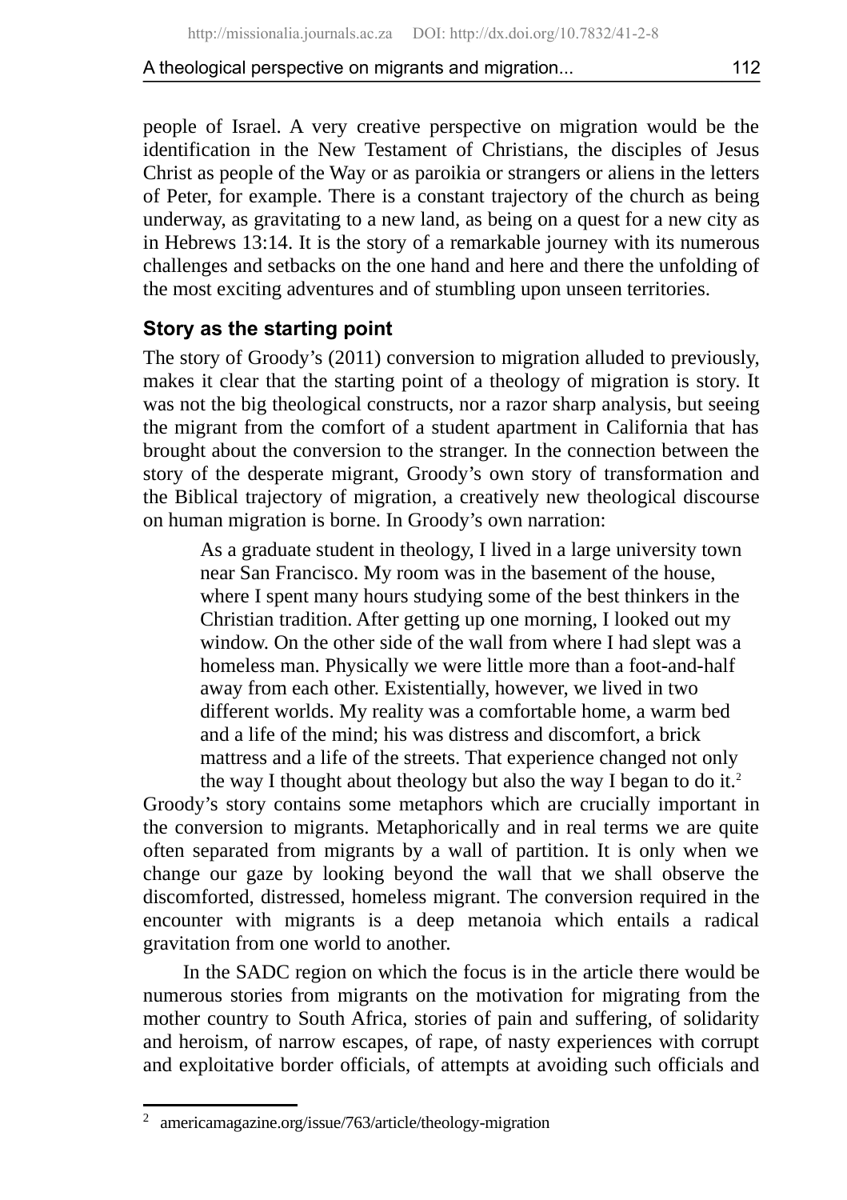people of Israel. A very creative perspective on migration would be the identification in the New Testament of Christians, the disciples of Jesus Christ as people of the Way or as paroikia or strangers or aliens in the letters of Peter, for example. There is a constant trajectory of the church as being underway, as gravitating to a new land, as being on a quest for a new city as in Hebrews 13:14. It is the story of a remarkable journey with its numerous challenges and setbacks on the one hand and here and there the unfolding of the most exciting adventures and of stumbling upon unseen territories.

## Story as the starting point

The story of Groody's (2011) conversion to migration alluded to previously, makes it clear that the starting point of a theology of migration is story. It was not the big theological constructs, nor a razor sharp analysis, but seeing the migrant from the comfort of a student apartment in California that has brought about the conversion to the stranger. In the connection between the story of the desperate migrant, Groody's own story of transformation and the Biblical trajectory of migration, a creatively new theological discourse on human migration is borne. In Groody's own narration:

> As a graduate student in theology, I lived in a large university town near San Francisco. My room was in the basement of the house, where I spent many hours studying some of the best thinkers in the Christian tradition. After getting up one morning, I looked out my window. On the other side of the wall from where I had slept was a homeless man. Physically we were little more than a foot-and-half away from each other. Existentially, however, we lived in two different worlds. My reality was a comfortable home, a warm bed and a life of the mind; his was distress and discomfort, a brick mattress and a life of the streets. That experience changed not only the way I thought about theology but also the way I began to do it.[2]

Groody's story contains some metaphors which are crucially important in the conversion to migrants. Metaphorically and in real terms we are quite often separated from migrants by a wall of partition. It is only when we change our gaze by looking beyond the wall that we shall observe the discomforted, distressed, homeless migrant. The conversion required in the encounter with migrants is a deep metanoia which entails a radical gravitation from one world to another.

In the SADC region on which the focus is in the article there would be numerous stories from migrants on the motivation for migrating from the mother country to South Africa, stories of pain and suffering, of solidarity and heroism, of narrow escapes, of rape, of nasty experiences with corrupt and exploitative border officials, of attempts at avoiding such officials and

---

[2] americamagazine.org/issue/763/article/theology-migration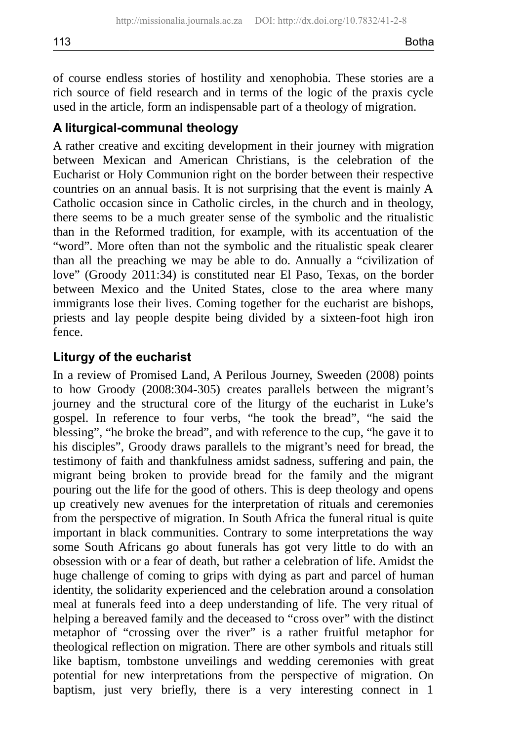of course endless stories of hostility and xenophobia. These stories are a rich source of field research and in terms of the logic of the praxis cycle used in the article, form an indispensable part of a theology of migration.

### A liturgical-communal theology

A rather creative and exciting development in their journey with migration between Mexican and American Christians, is the celebration of the Eucharist or Holy Communion right on the border between their respective countries on an annual basis. It is not surprising that the event is mainly A Catholic occasion since in Catholic circles, in the church and in theology, there seems to be a much greater sense of the symbolic and the ritualistic than in the Reformed tradition, for example, with its accentuation of the "word". More often than not the symbolic and the ritualistic speak clearer than all the preaching we may be able to do. Annually a "civilization of love" (Groody 2011:34) is constituted near El Paso, Texas, on the border between Mexico and the United States, close to the area where many immigrants lose their lives. Coming together for the eucharist are bishops, priests and lay people despite being divided by a sixteen-foot high iron fence.

### Liturgy of the eucharist

In a review of Promised Land, A Perilous Journey, Sweeden (2008) points to how Groody (2008:304-305) creates parallels between the migrant's journey and the structural core of the liturgy of the eucharist in Luke's gospel. In reference to four verbs, "he took the bread", "he said the blessing", "he broke the bread", and with reference to the cup, "he gave it to his disciples", Groody draws parallels to the migrant's need for bread, the testimony of faith and thankfulness amidst sadness, suffering and pain, the migrant being broken to provide bread for the family and the migrant pouring out the life for the good of others. This is deep theology and opens up creatively new avenues for the interpretation of rituals and ceremonies from the perspective of migration. In South Africa the funeral ritual is quite important in black communities. Contrary to some interpretations the way some South Africans go about funerals has got very little to do with an obsession with or a fear of death, but rather a celebration of life. Amidst the huge challenge of coming to grips with dying as part and parcel of human identity, the solidarity experienced and the celebration around a consolation meal at funerals feed into a deep understanding of life. The very ritual of helping a bereaved family and the deceased to "cross over" with the distinct metaphor of "crossing over the river" is a rather fruitful metaphor for theological reflection on migration. There are other symbols and rituals still like baptism, tombstone unveilings and wedding ceremonies with great potential for new interpretations from the perspective of migration. On baptism, just very briefly, there is a very interesting connect in 1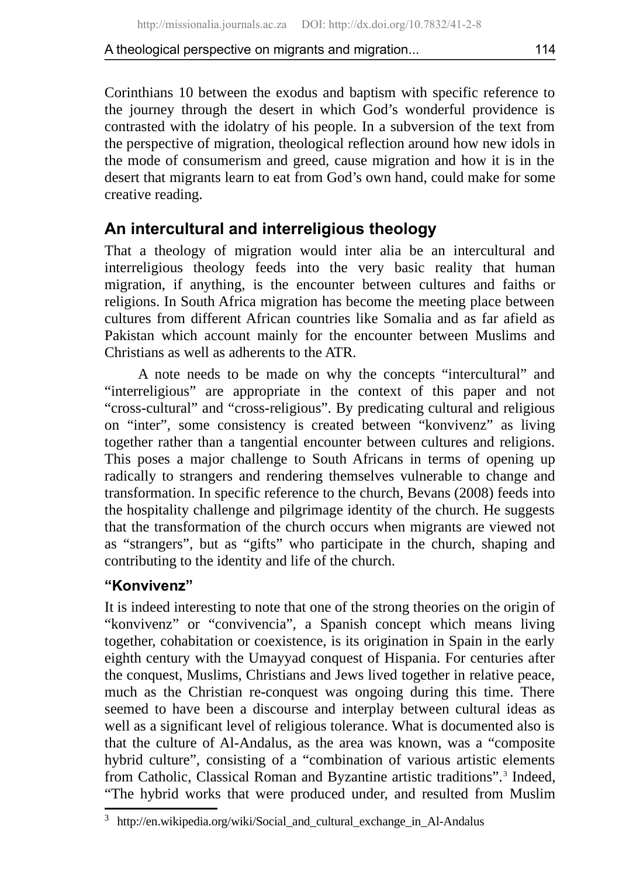Corinthians 10 between the exodus and baptism with specific reference to the journey through the desert in which God's wonderful providence is contrasted with the idolatry of his people. In a subversion of the text from the perspective of migration, theological reflection around how new idols in the mode of consumerism and greed, cause migration and how it is in the desert that migrants learn to eat from God's own hand, could make for some creative reading.

## An intercultural and interreligious theology

That a theology of migration would inter alia be an intercultural and interreligious theology feeds into the very basic reality that human migration, if anything, is the encounter between cultures and faiths or religions. In South Africa migration has become the meeting place between cultures from different African countries like Somalia and as far afield as Pakistan which account mainly for the encounter between Muslims and Christians as well as adherents to the ATR.

A note needs to be made on why the concepts "intercultural" and "interreligious" are appropriate in the context of this paper and not "cross-cultural" and "cross-religious". By predicating cultural and religious on "inter", some consistency is created between "konvivenz" as living together rather than a tangential encounter between cultures and religions. This poses a major challenge to South Africans in terms of opening up radically to strangers and rendering themselves vulnerable to change and transformation. In specific reference to the church, Bevans (2008) feeds into the hospitality challenge and pilgrimage identity of the church. He suggests that the transformation of the church occurs when migrants are viewed not as "strangers", but as "gifts" who participate in the church, shaping and contributing to the identity and life of the church.

### "Konvivenz"

It is indeed interesting to note that one of the strong theories on the origin of "konvivenz" or "convivencia", a Spanish concept which means living together, cohabitation or coexistence, is its origination in Spain in the early eighth century with the Umayyad conquest of Hispania. For centuries after the conquest, Muslims, Christians and Jews lived together in relative peace, much as the Christian re-conquest was ongoing during this time. There seemed to have been a discourse and interplay between cultural ideas as well as a significant level of religious tolerance. What is documented also is that the culture of Al-Andalus, as the area was known, was a "composite hybrid culture", consisting of a "combination of various artistic elements from Catholic, Classical Roman and Byzantine artistic traditions".[3] Indeed, "The hybrid works that were produced under, and resulted from Muslim

[3] http://en.wikipedia.org/wiki/Social_and_cultural_exchange_in_Al-Andalus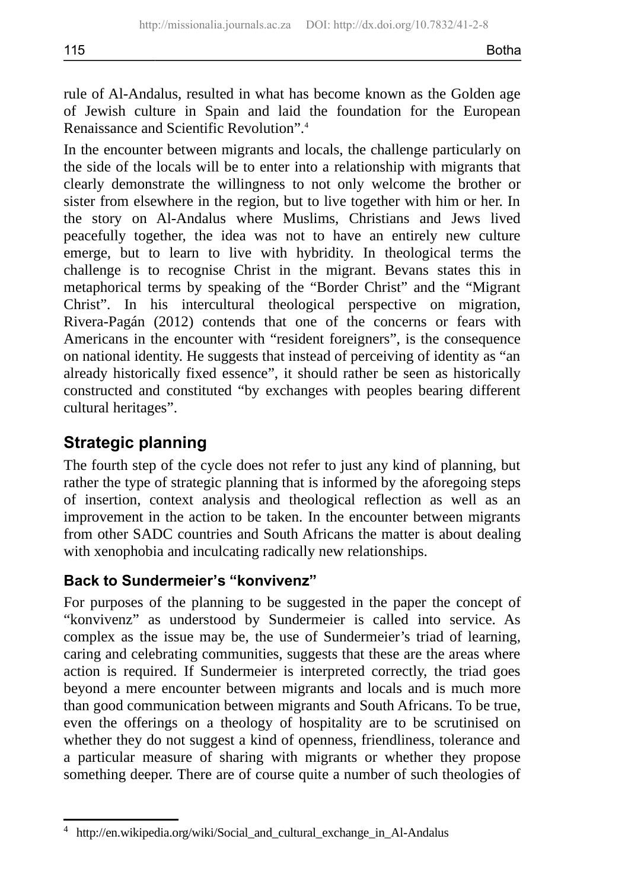rule of Al-Andalus, resulted in what has become known as the Golden age of Jewish culture in Spain and laid the foundation for the European Renaissance and Scientific Revolution".[4]

In the encounter between migrants and locals, the challenge particularly on the side of the locals will be to enter into a relationship with migrants that clearly demonstrate the willingness to not only welcome the brother or sister from elsewhere in the region, but to live together with him or her. In the story on Al-Andalus where Muslims, Christians and Jews lived peacefully together, the idea was not to have an entirely new culture emerge, but to learn to live with hybridity. In theological terms the challenge is to recognise Christ in the migrant. Bevans states this in metaphorical terms by speaking of the "Border Christ" and the "Migrant Christ". In his intercultural theological perspective on migration, Rivera-Pagán (2012) contends that one of the concerns or fears with Americans in the encounter with "resident foreigners", is the consequence on national identity. He suggests that instead of perceiving of identity as "an already historically fixed essence", it should rather be seen as historically constructed and constituted "by exchanges with peoples bearing different cultural heritages".

## Strategic planning

The fourth step of the cycle does not refer to just any kind of planning, but rather the type of strategic planning that is informed by the aforegoing steps of insertion, context analysis and theological reflection as well as an improvement in the action to be taken. In the encounter between migrants from other SADC countries and South Africans the matter is about dealing with xenophobia and inculcating radically new relationships.

### Back to Sundermeier's "konvivenz"

For purposes of the planning to be suggested in the paper the concept of "konvivenz" as understood by Sundermeier is called into service. As complex as the issue may be, the use of Sundermeier's triad of learning, caring and celebrating communities, suggests that these are the areas where action is required. If Sundermeier is interpreted correctly, the triad goes beyond a mere encounter between migrants and locals and is much more than good communication between migrants and South Africans. To be true, even the offerings on a theology of hospitality are to be scrutinised on whether they do not suggest a kind of openness, friendliness, tolerance and a particular measure of sharing with migrants or whether they propose something deeper. There are of course quite a number of such theologies of

---

[4] http://en.wikipedia.org/wiki/Social_and_cultural_exchange_in_Al-Andalus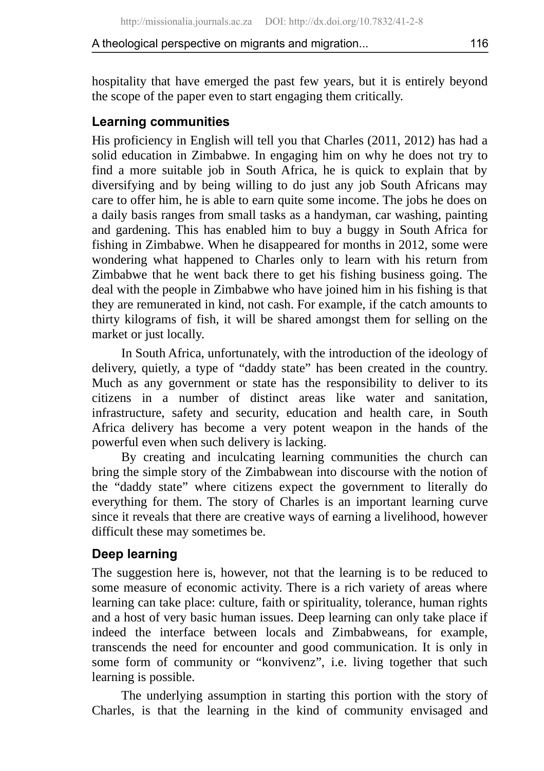hospitality that have emerged the past few years, but it is entirely beyond the scope of the paper even to start engaging them critically.

### Learning communities

His proficiency in English will tell you that Charles (2011, 2012) has had a solid education in Zimbabwe. In engaging him on why he does not try to find a more suitable job in South Africa, he is quick to explain that by diversifying and by being willing to do just any job South Africans may care to offer him, he is able to earn quite some income. The jobs he does on a daily basis ranges from small tasks as a handyman, car washing, painting and gardening. This has enabled him to buy a buggy in South Africa for fishing in Zimbabwe. When he disappeared for months in 2012, some were wondering what happened to Charles only to learn with his return from Zimbabwe that he went back there to get his fishing business going. The deal with the people in Zimbabwe who have joined him in his fishing is that they are remunerated in kind, not cash. For example, if the catch amounts to thirty kilograms of fish, it will be shared amongst them for selling on the market or just locally.

In South Africa, unfortunately, with the introduction of the ideology of delivery, quietly, a type of "daddy state" has been created in the country. Much as any government or state has the responsibility to deliver to its citizens in a number of distinct areas like water and sanitation, infrastructure, safety and security, education and health care, in South Africa delivery has become a very potent weapon in the hands of the powerful even when such delivery is lacking.

By creating and inculcating learning communities the church can bring the simple story of the Zimbabwean into discourse with the notion of the "daddy state" where citizens expect the government to literally do everything for them. The story of Charles is an important learning curve since it reveals that there are creative ways of earning a livelihood, however difficult these may sometimes be.

### Deep learning

The suggestion here is, however, not that the learning is to be reduced to some measure of economic activity. There is a rich variety of areas where learning can take place: culture, faith or spirituality, tolerance, human rights and a host of very basic human issues. Deep learning can only take place if indeed the interface between locals and Zimbabweans, for example, transcends the need for encounter and good communication. It is only in some form of community or "konvivenz", i.e. living together that such learning is possible.

The underlying assumption in starting this portion with the story of Charles, is that the learning in the kind of community envisaged and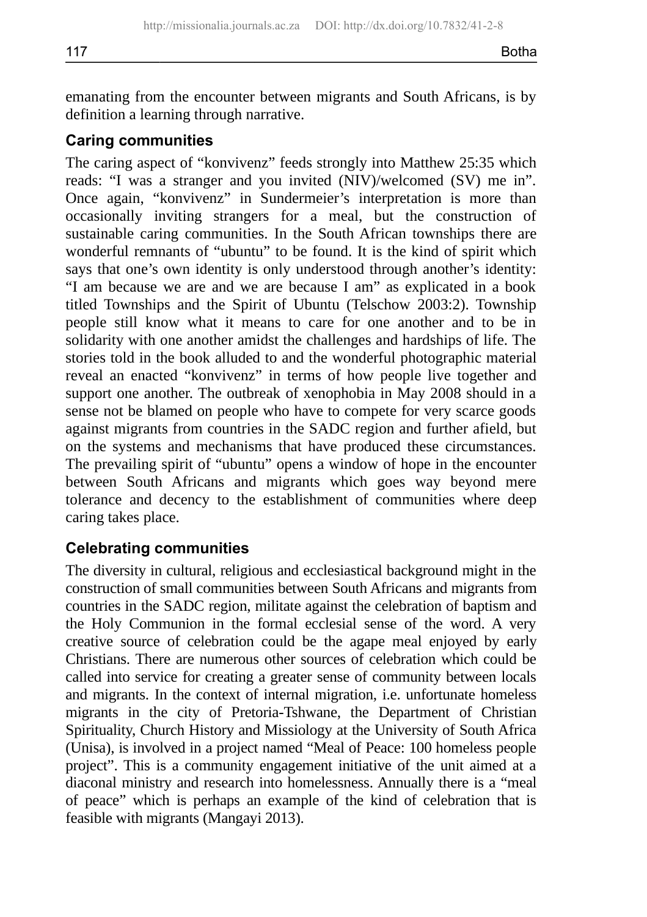emanating from the encounter between migrants and South Africans, is by definition a learning through narrative.

## Caring communities

The caring aspect of "konvivenz" feeds strongly into Matthew 25:35 which reads: "I was a stranger and you invited (NIV)/welcomed (SV) me in". Once again, "konvivenz" in Sundermeier's interpretation is more than occasionally inviting strangers for a meal, but the construction of sustainable caring communities. In the South African townships there are wonderful remnants of "ubuntu" to be found. It is the kind of spirit which says that one's own identity is only understood through another's identity: "I am because we are and we are because I am" as explicated in a book titled Townships and the Spirit of Ubuntu (Telschow 2003:2). Township people still know what it means to care for one another and to be in solidarity with one another amidst the challenges and hardships of life. The stories told in the book alluded to and the wonderful photographic material reveal an enacted "konvivenz" in terms of how people live together and support one another. The outbreak of xenophobia in May 2008 should in a sense not be blamed on people who have to compete for very scarce goods against migrants from countries in the SADC region and further afield, but on the systems and mechanisms that have produced these circumstances. The prevailing spirit of "ubuntu" opens a window of hope in the encounter between South Africans and migrants which goes way beyond mere tolerance and decency to the establishment of communities where deep caring takes place.

## Celebrating communities

The diversity in cultural, religious and ecclesiastical background might in the construction of small communities between South Africans and migrants from countries in the SADC region, militate against the celebration of baptism and the Holy Communion in the formal ecclesial sense of the word. A very creative source of celebration could be the agape meal enjoyed by early Christians. There are numerous other sources of celebration which could be called into service for creating a greater sense of community between locals and migrants. In the context of internal migration, i.e. unfortunate homeless migrants in the city of Pretoria-Tshwane, the Department of Christian Spirituality, Church History and Missiology at the University of South Africa (Unisa), is involved in a project named "Meal of Peace: 100 homeless people project". This is a community engagement initiative of the unit aimed at a diaconal ministry and research into homelessness. Annually there is a "meal of peace" which is perhaps an example of the kind of celebration that is feasible with migrants (Mangayi 2013).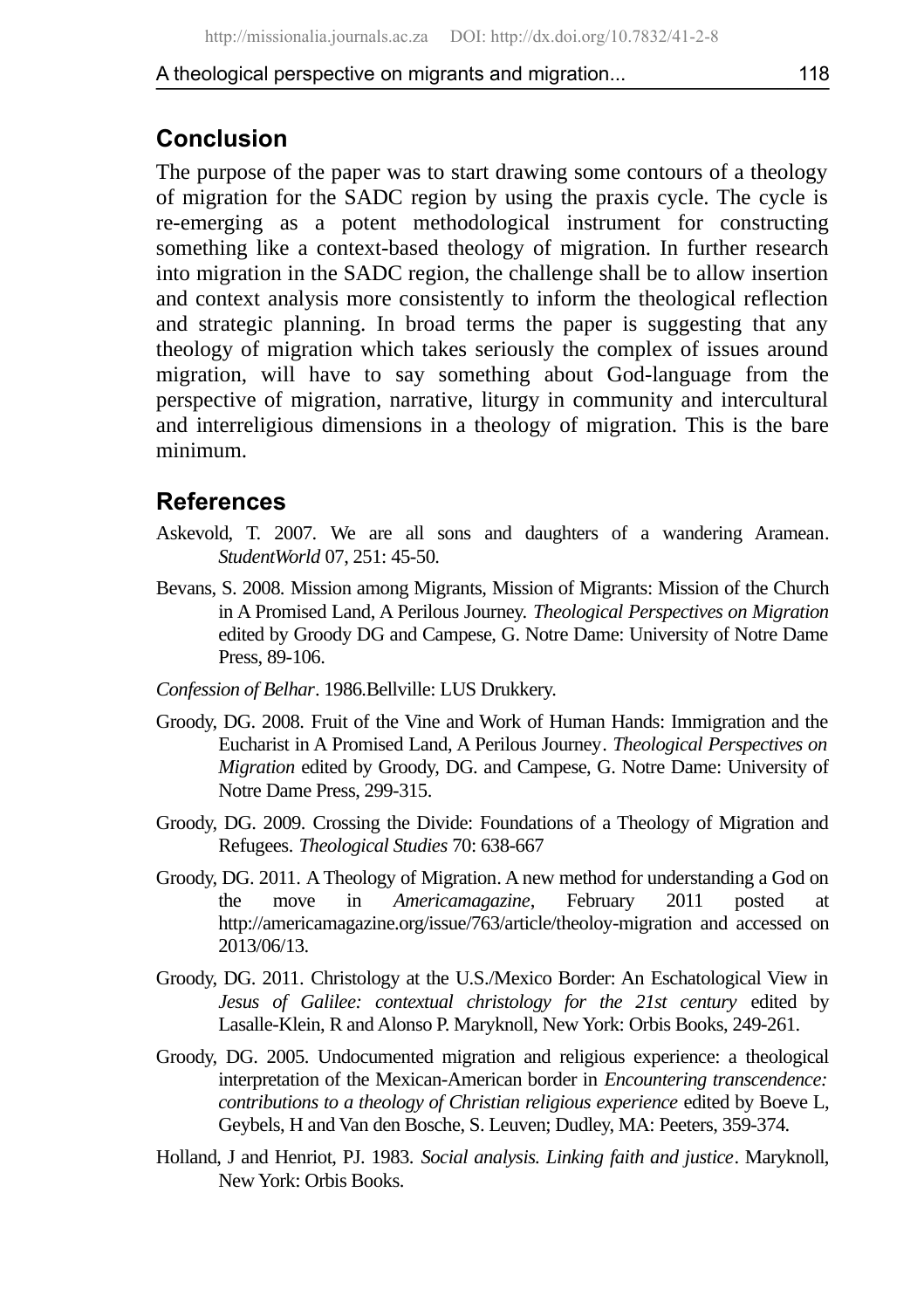## Conclusion

The purpose of the paper was to start drawing some contours of a theology of migration for the SADC region by using the praxis cycle. The cycle is re-emerging as a potent methodological instrument for constructing something like a context-based theology of migration. In further research into migration in the SADC region, the challenge shall be to allow insertion and context analysis more consistently to inform the theological reflection and strategic planning. In broad terms the paper is suggesting that any theology of migration which takes seriously the complex of issues around migration, will have to say something about God-language from the perspective of migration, narrative, liturgy in community and intercultural and interreligious dimensions in a theology of migration. This is the bare minimum.

## References

Askevold, T. 2007. We are all sons and daughters of a wandering Aramean. *StudentWorld* 07, 251: 45-50.

Bevans, S. 2008. Mission among Migrants, Mission of Migrants: Mission of the Church in A Promised Land, A Perilous Journey. *Theological Perspectives on Migration* edited by Groody DG and Campese, G. Notre Dame: University of Notre Dame Press, 89-106.

*Confession of Belhar*. 1986.Bellville: LUS Drukkery.

Groody, DG. 2008. Fruit of the Vine and Work of Human Hands: Immigration and the Eucharist in A Promised Land, A Perilous Journey. *Theological Perspectives on Migration* edited by Groody, DG. and Campese, G. Notre Dame: University of Notre Dame Press, 299-315.

Groody, DG. 2009. Crossing the Divide: Foundations of a Theology of Migration and Refugees. *Theological Studies* 70: 638-667

Groody, DG. 2011. A Theology of Migration. A new method for understanding a God on the move in *Americamagazine*, February 2011 posted at http://americamagazine.org/issue/763/article/theoloy-migration and accessed on 2013/06/13.

Groody, DG. 2011. Christology at the U.S./Mexico Border: An Eschatological View in *Jesus of Galilee: contextual christology for the 21st century* edited by Lasalle-Klein, R and Alonso P. Maryknoll, New York: Orbis Books, 249-261.

Groody, DG. 2005. Undocumented migration and religious experience: a theological interpretation of the Mexican-American border in *Encountering transcendence: contributions to a theology of Christian religious experience* edited by Boeve L, Geybels, H and Van den Bosche, S. Leuven; Dudley, MA: Peeters, 359-374.

Holland, J and Henriot, PJ. 1983. *Social analysis. Linking faith and justice*. Maryknoll, New York: Orbis Books.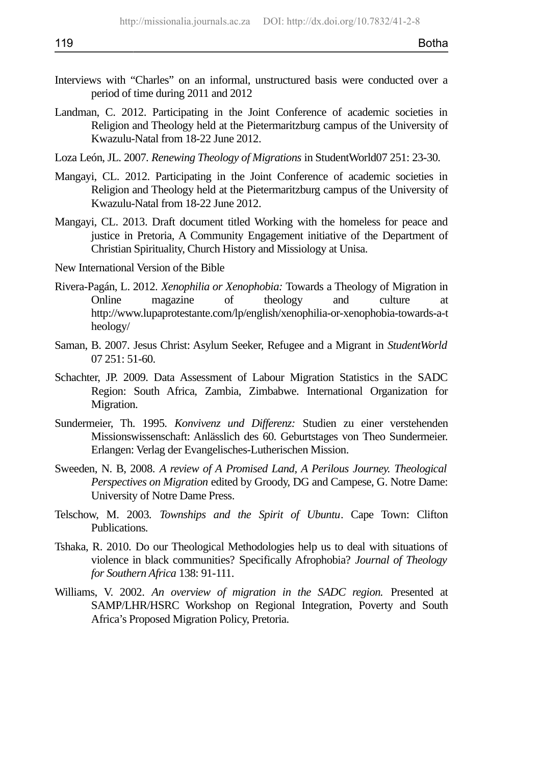Interviews with "Charles" on an informal, unstructured basis were conducted over a period of time during 2011 and 2012

Landman, C. 2012. Participating in the Joint Conference of academic societies in Religion and Theology held at the Pietermaritzburg campus of the University of Kwazulu-Natal from 18-22 June 2012.

Loza León, JL. 2007. *Renewing Theology of Migrations* in StudentWorld07 251: 23-30.

Mangayi, CL. 2012. Participating in the Joint Conference of academic societies in Religion and Theology held at the Pietermaritzburg campus of the University of Kwazulu-Natal from 18-22 June 2012.

Mangayi, CL. 2013. Draft document titled Working with the homeless for peace and justice in Pretoria, A Community Engagement initiative of the Department of Christian Spirituality, Church History and Missiology at Unisa.

New International Version of the Bible

Rivera-Pagán, L. 2012. *Xenophilia or Xenophobia:* Towards a Theology of Migration in Online magazine of theology and culture at http://www.lupaprotestante.com/lp/english/xenophilia-or-xenophobia-towards-a-theology/

Saman, B. 2007. Jesus Christ: Asylum Seeker, Refugee and a Migrant in *StudentWorld* 07 251: 51-60.

Schachter, JP. 2009. Data Assessment of Labour Migration Statistics in the SADC Region: South Africa, Zambia, Zimbabwe. International Organization for Migration.

Sundermeier, Th. 1995. *Konvivenz und Differenz:* Studien zu einer verstehenden Missionswissenschaft: Anlässlich des 60. Geburtstages von Theo Sundermeier. Erlangen: Verlag der Evangelisches-Lutherischen Mission.

Sweeden, N. B, 2008. *A review of A Promised Land, A Perilous Journey. Theological Perspectives on Migration* edited by Groody, DG and Campese, G. Notre Dame: University of Notre Dame Press.

Telschow, M. 2003. *Townships and the Spirit of Ubuntu*. Cape Town: Clifton Publications.

Tshaka, R. 2010. Do our Theological Methodologies help us to deal with situations of violence in black communities? Specifically Afrophobia? *Journal of Theology for Southern Africa* 138: 91-111.

Williams, V. 2002. *An overview of migration in the SADC region.* Presented at SAMP/LHR/HSRC Workshop on Regional Integration, Poverty and South Africa's Proposed Migration Policy, Pretoria.